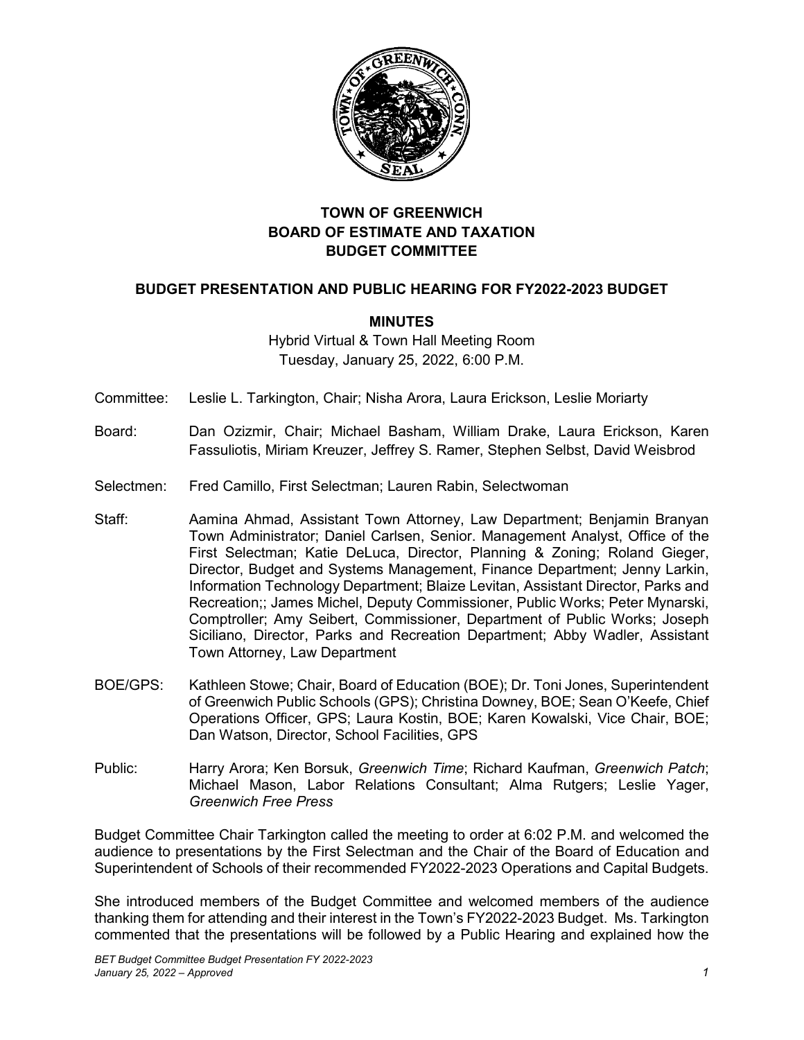# TOWN OF GREENWICH
# BOARD OF ESTIMATE AND TAXATION
# BUDGET COMMITTEE

## BUDGET PRESENTATION AND PUBLIC HEARING FOR FY2022-2023 BUDGET

### MINUTES

Hybrid Virtual & Town Hall Meeting Room
Tuesday, January 25, 2022, 6:00 P.M.

Committee: Leslie L. Tarkington, Chair; Nisha Arora, Laura Erickson, Leslie Moriarty

Board: Dan Ozizmir, Chair; Michael Basham, William Drake, Laura Erickson, Karen Fassuliotis, Miriam Kreuzer, Jeffrey S. Ramer, Stephen Selbst, David Weisbrod

Selectmen: Fred Camillo, First Selectman; Lauren Rabin, Selectwoman

Staff: Aamina Ahmad, Assistant Town Attorney, Law Department; Benjamin Branyan Town Administrator; Daniel Carlsen, Senior. Management Analyst, Office of the First Selectman; Katie DeLuca, Director, Planning & Zoning; Roland Gieger, Director, Budget and Systems Management, Finance Department; Jenny Larkin, Information Technology Department; Blaize Levitan, Assistant Director, Parks and Recreation;; James Michel, Deputy Commissioner, Public Works; Peter Mynarski, Comptroller; Amy Seibert, Commissioner, Department of Public Works; Joseph Siciliano, Director, Parks and Recreation Department; Abby Wadler, Assistant Town Attorney, Law Department

BOE/GPS: Kathleen Stowe; Chair, Board of Education (BOE); Dr. Toni Jones, Superintendent of Greenwich Public Schools (GPS); Christina Downey, BOE; Sean O'Keefe, Chief Operations Officer, GPS; Laura Kostin, BOE; Karen Kowalski, Vice Chair, BOE; Dan Watson, Director, School Facilities, GPS

Public: Harry Arora; Ken Borsuk, *Greenwich Time*; Richard Kaufman, *Greenwich Patch*; Michael Mason, Labor Relations Consultant; Alma Rutgers; Leslie Yager, *Greenwich Free Press*

Budget Committee Chair Tarkington called the meeting to order at 6:02 P.M. and welcomed the audience to presentations by the First Selectman and the Chair of the Board of Education and Superintendent of Schools of their recommended FY2022-2023 Operations and Capital Budgets.

She introduced members of the Budget Committee and welcomed members of the audience thanking them for attending and their interest in the Town's FY2022-2023 Budget. Ms. Tarkington commented that the presentations will be followed by a Public Hearing and explained how the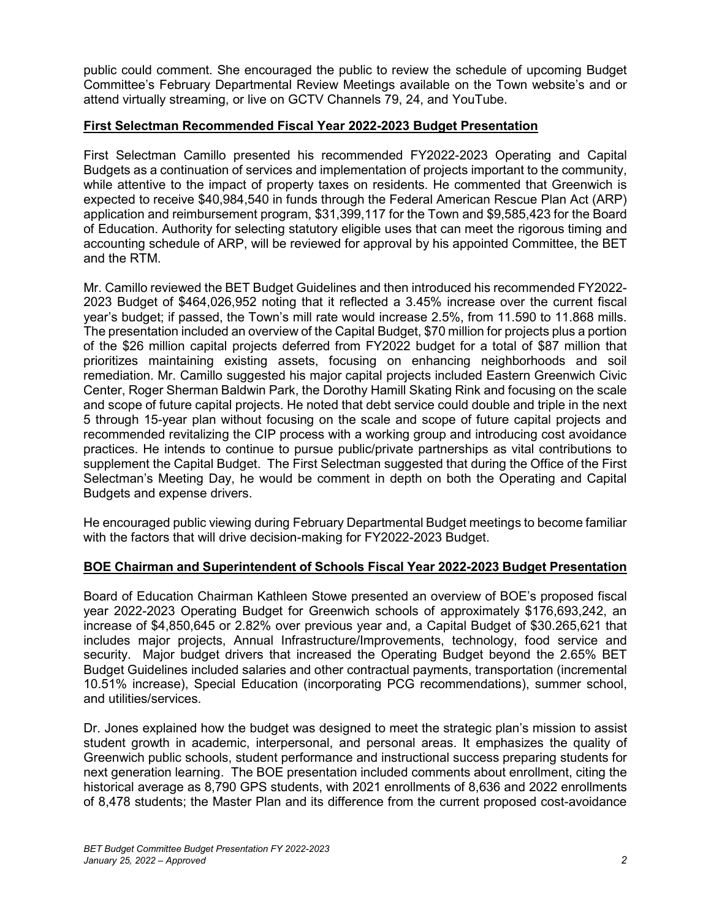public could comment. She encouraged the public to review the schedule of upcoming Budget Committee's February Departmental Review Meetings available on the Town website's and or attend virtually streaming, or live on GCTV Channels 79, 24, and YouTube.

## First Selectman Recommended Fiscal Year 2022-2023 Budget Presentation

First Selectman Camillo presented his recommended FY2022-2023 Operating and Capital Budgets as a continuation of services and implementation of projects important to the community, while attentive to the impact of property taxes on residents. He commented that Greenwich is expected to receive $40,984,540 in funds through the Federal American Rescue Plan Act (ARP) application and reimbursement program, $31,399,117 for the Town and $9,585,423 for the Board of Education. Authority for selecting statutory eligible uses that can meet the rigorous timing and accounting schedule of ARP, will be reviewed for approval by his appointed Committee, the BET and the RTM.

Mr. Camillo reviewed the BET Budget Guidelines and then introduced his recommended FY2022-2023 Budget of $464,026,952 noting that it reflected a 3.45% increase over the current fiscal year's budget; if passed, the Town's mill rate would increase 2.5%, from 11.590 to 11.868 mills. The presentation included an overview of the Capital Budget, $70 million for projects plus a portion of the $26 million capital projects deferred from FY2022 budget for a total of $87 million that prioritizes maintaining existing assets, focusing on enhancing neighborhoods and soil remediation. Mr. Camillo suggested his major capital projects included Eastern Greenwich Civic Center, Roger Sherman Baldwin Park, the Dorothy Hamill Skating Rink and focusing on the scale and scope of future capital projects. He noted that debt service could double and triple in the next 5 through 15-year plan without focusing on the scale and scope of future capital projects and recommended revitalizing the CIP process with a working group and introducing cost avoidance practices. He intends to continue to pursue public/private partnerships as vital contributions to supplement the Capital Budget. The First Selectman suggested that during the Office of the First Selectman's Meeting Day, he would be comment in depth on both the Operating and Capital Budgets and expense drivers.

He encouraged public viewing during February Departmental Budget meetings to become familiar with the factors that will drive decision-making for FY2022-2023 Budget.

## BOE Chairman and Superintendent of Schools Fiscal Year 2022-2023 Budget Presentation

Board of Education Chairman Kathleen Stowe presented an overview of BOE's proposed fiscal year 2022-2023 Operating Budget for Greenwich schools of approximately $176,693,242, an increase of $4,850,645 or 2.82% over previous year and, a Capital Budget of $30.265,621 that includes major projects, Annual Infrastructure/Improvements, technology, food service and security. Major budget drivers that increased the Operating Budget beyond the 2.65% BET Budget Guidelines included salaries and other contractual payments, transportation (incremental 10.51% increase), Special Education (incorporating PCG recommendations), summer school, and utilities/services.

Dr. Jones explained how the budget was designed to meet the strategic plan's mission to assist student growth in academic, interpersonal, and personal areas. It emphasizes the quality of Greenwich public schools, student performance and instructional success preparing students for next generation learning. The BOE presentation included comments about enrollment, citing the historical average as 8,790 GPS students, with 2021 enrollments of 8,636 and 2022 enrollments of 8,478 students; the Master Plan and its difference from the current proposed cost-avoidance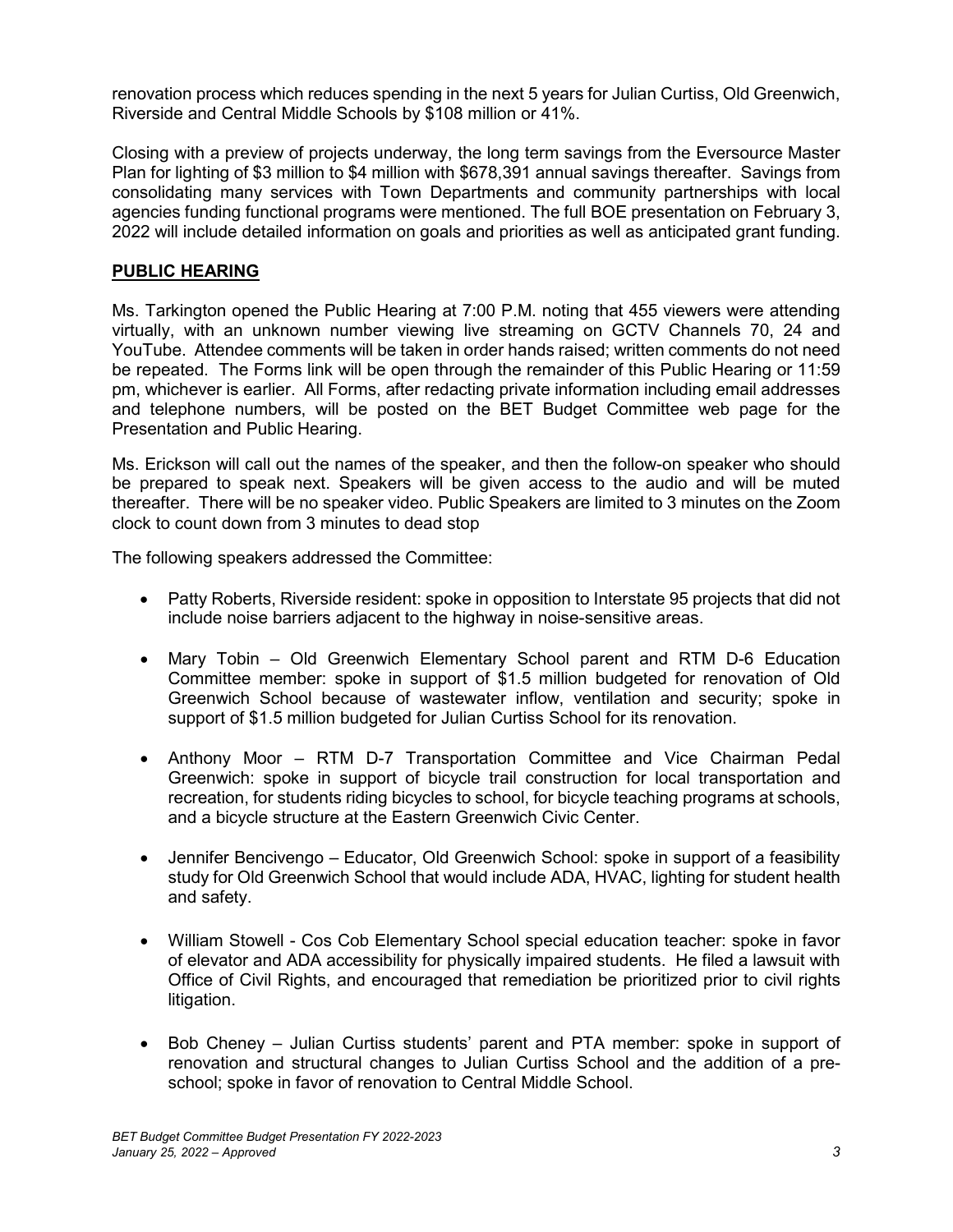renovation process which reduces spending in the next 5 years for Julian Curtiss, Old Greenwich, Riverside and Central Middle Schools by $108 million or 41%.

Closing with a preview of projects underway, the long term savings from the Eversource Master Plan for lighting of $3 million to $4 million with $678,391 annual savings thereafter. Savings from consolidating many services with Town Departments and community partnerships with local agencies funding functional programs were mentioned. The full BOE presentation on February 3, 2022 will include detailed information on goals and priorities as well as anticipated grant funding.

## PUBLIC HEARING

Ms. Tarkington opened the Public Hearing at 7:00 P.M. noting that 455 viewers were attending virtually, with an unknown number viewing live streaming on GCTV Channels 70, 24 and YouTube. Attendee comments will be taken in order hands raised; written comments do not need be repeated. The Forms link will be open through the remainder of this Public Hearing or 11:59 pm, whichever is earlier. All Forms, after redacting private information including email addresses and telephone numbers, will be posted on the BET Budget Committee web page for the Presentation and Public Hearing.

Ms. Erickson will call out the names of the speaker, and then the follow-on speaker who should be prepared to speak next. Speakers will be given access to the audio and will be muted thereafter. There will be no speaker video. Public Speakers are limited to 3 minutes on the Zoom clock to count down from 3 minutes to dead stop

The following speakers addressed the Committee:

- Patty Roberts, Riverside resident: spoke in opposition to Interstate 95 projects that did not include noise barriers adjacent to the highway in noise-sensitive areas.
- Mary Tobin – Old Greenwich Elementary School parent and RTM D-6 Education Committee member: spoke in support of $1.5 million budgeted for renovation of Old Greenwich School because of wastewater inflow, ventilation and security; spoke in support of $1.5 million budgeted for Julian Curtiss School for its renovation.
- Anthony Moor – RTM D-7 Transportation Committee and Vice Chairman Pedal Greenwich: spoke in support of bicycle trail construction for local transportation and recreation, for students riding bicycles to school, for bicycle teaching programs at schools, and a bicycle structure at the Eastern Greenwich Civic Center.
- Jennifer Bencivengo – Educator, Old Greenwich School: spoke in support of a feasibility study for Old Greenwich School that would include ADA, HVAC, lighting for student health and safety.
- William Stowell - Cos Cob Elementary School special education teacher: spoke in favor of elevator and ADA accessibility for physically impaired students. He filed a lawsuit with Office of Civil Rights, and encouraged that remediation be prioritized prior to civil rights litigation.
- Bob Cheney – Julian Curtiss students' parent and PTA member: spoke in support of renovation and structural changes to Julian Curtiss School and the addition of a pre-school; spoke in favor of renovation to Central Middle School.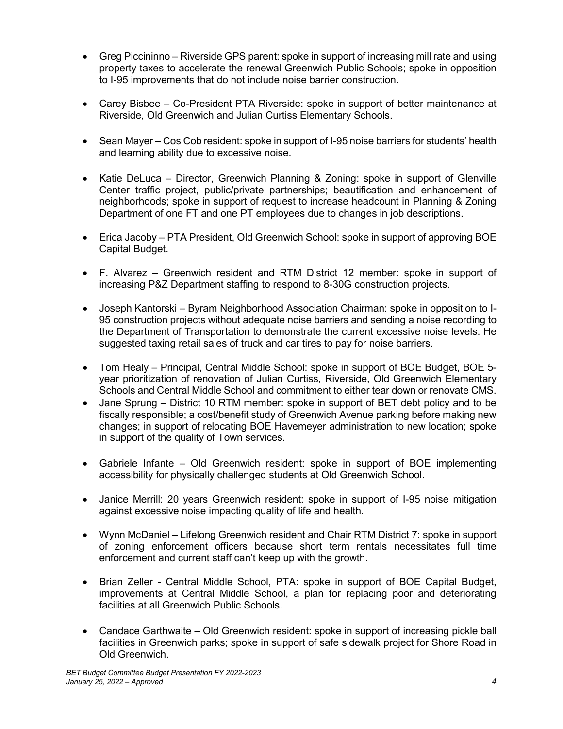- Greg Piccininno – Riverside GPS parent: spoke in support of increasing mill rate and using property taxes to accelerate the renewal Greenwich Public Schools; spoke in opposition to I-95 improvements that do not include noise barrier construction.

- Carey Bisbee – Co-President PTA Riverside: spoke in support of better maintenance at Riverside, Old Greenwich and Julian Curtiss Elementary Schools.

- Sean Mayer – Cos Cob resident: spoke in support of I-95 noise barriers for students' health and learning ability due to excessive noise.

- Katie DeLuca – Director, Greenwich Planning & Zoning: spoke in support of Glenville Center traffic project, public/private partnerships; beautification and enhancement of neighborhoods; spoke in support of request to increase headcount in Planning & Zoning Department of one FT and one PT employees due to changes in job descriptions.

- Erica Jacoby – PTA President, Old Greenwich School: spoke in support of approving BOE Capital Budget.

- F. Alvarez – Greenwich resident and RTM District 12 member: spoke in support of increasing P&Z Department staffing to respond to 8-30G construction projects.

- Joseph Kantorski – Byram Neighborhood Association Chairman: spoke in opposition to I-95 construction projects without adequate noise barriers and sending a noise recording to the Department of Transportation to demonstrate the current excessive noise levels. He suggested taxing retail sales of truck and car tires to pay for noise barriers.

- Tom Healy – Principal, Central Middle School: spoke in support of BOE Budget, BOE 5-year prioritization of renovation of Julian Curtiss, Riverside, Old Greenwich Elementary Schools and Central Middle School and commitment to either tear down or renovate CMS.
- Jane Sprung – District 10 RTM member: spoke in support of BET debt policy and to be fiscally responsible; a cost/benefit study of Greenwich Avenue parking before making new changes; in support of relocating BOE Havemeyer administration to new location; spoke in support of the quality of Town services.

- Gabriele Infante – Old Greenwich resident: spoke in support of BOE implementing accessibility for physically challenged students at Old Greenwich School.

- Janice Merrill: 20 years Greenwich resident: spoke in support of I-95 noise mitigation against excessive noise impacting quality of life and health.

- Wynn McDaniel – Lifelong Greenwich resident and Chair RTM District 7: spoke in support of zoning enforcement officers because short term rentals necessitates full time enforcement and current staff can't keep up with the growth.

- Brian Zeller - Central Middle School, PTA: spoke in support of BOE Capital Budget, improvements at Central Middle School, a plan for replacing poor and deteriorating facilities at all Greenwich Public Schools.

- Candace Garthwaite – Old Greenwich resident: spoke in support of increasing pickle ball facilities in Greenwich parks; spoke in support of safe sidewalk project for Shore Road in Old Greenwich.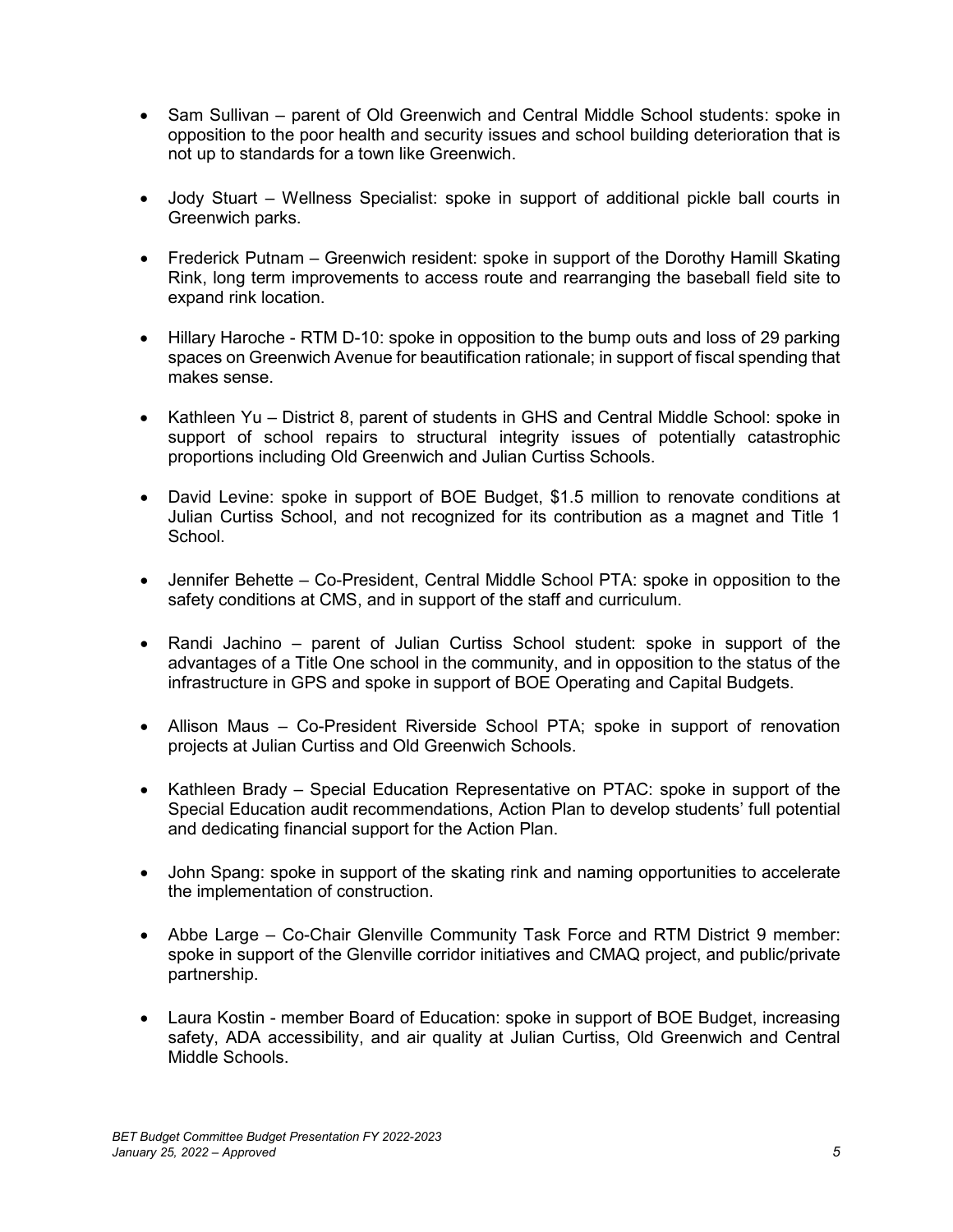- Sam Sullivan – parent of Old Greenwich and Central Middle School students: spoke in opposition to the poor health and security issues and school building deterioration that is not up to standards for a town like Greenwich.

- Jody Stuart – Wellness Specialist: spoke in support of additional pickle ball courts in Greenwich parks.

- Frederick Putnam – Greenwich resident: spoke in support of the Dorothy Hamill Skating Rink, long term improvements to access route and rearranging the baseball field site to expand rink location.

- Hillary Haroche - RTM D-10: spoke in opposition to the bump outs and loss of 29 parking spaces on Greenwich Avenue for beautification rationale; in support of fiscal spending that makes sense.

- Kathleen Yu – District 8, parent of students in GHS and Central Middle School: spoke in support of school repairs to structural integrity issues of potentially catastrophic proportions including Old Greenwich and Julian Curtiss Schools.

- David Levine: spoke in support of BOE Budget, $1.5 million to renovate conditions at Julian Curtiss School, and not recognized for its contribution as a magnet and Title 1 School.

- Jennifer Behette – Co-President, Central Middle School PTA: spoke in opposition to the safety conditions at CMS, and in support of the staff and curriculum.

- Randi Jachino – parent of Julian Curtiss School student: spoke in support of the advantages of a Title One school in the community, and in opposition to the status of the infrastructure in GPS and spoke in support of BOE Operating and Capital Budgets.

- Allison Maus – Co-President Riverside School PTA; spoke in support of renovation projects at Julian Curtiss and Old Greenwich Schools.

- Kathleen Brady – Special Education Representative on PTAC: spoke in support of the Special Education audit recommendations, Action Plan to develop students' full potential and dedicating financial support for the Action Plan.

- John Spang: spoke in support of the skating rink and naming opportunities to accelerate the implementation of construction.

- Abbe Large – Co-Chair Glenville Community Task Force and RTM District 9 member: spoke in support of the Glenville corridor initiatives and CMAQ project, and public/private partnership.

- Laura Kostin - member Board of Education: spoke in support of BOE Budget, increasing safety, ADA accessibility, and air quality at Julian Curtiss, Old Greenwich and Central Middle Schools.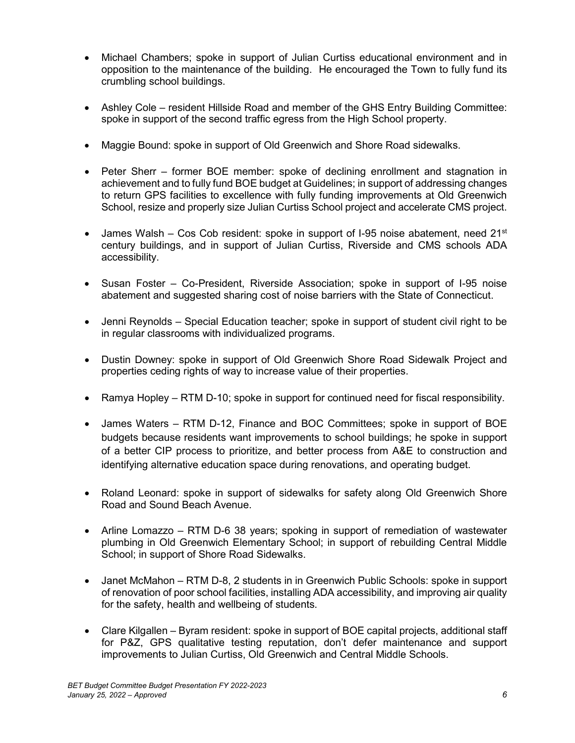- Michael Chambers; spoke in support of Julian Curtiss educational environment and in opposition to the maintenance of the building. He encouraged the Town to fully fund its crumbling school buildings.

- Ashley Cole – resident Hillside Road and member of the GHS Entry Building Committee: spoke in support of the second traffic egress from the High School property.

- Maggie Bound: spoke in support of Old Greenwich and Shore Road sidewalks.

- Peter Sherr – former BOE member: spoke of declining enrollment and stagnation in achievement and to fully fund BOE budget at Guidelines; in support of addressing changes to return GPS facilities to excellence with fully funding improvements at Old Greenwich School, resize and properly size Julian Curtiss School project and accelerate CMS project.

- James Walsh – Cos Cob resident: spoke in support of I-95 noise abatement, need 21st century buildings, and in support of Julian Curtiss, Riverside and CMS schools ADA accessibility.

- Susan Foster – Co-President, Riverside Association; spoke in support of I-95 noise abatement and suggested sharing cost of noise barriers with the State of Connecticut.

- Jenni Reynolds – Special Education teacher; spoke in support of student civil right to be in regular classrooms with individualized programs.

- Dustin Downey: spoke in support of Old Greenwich Shore Road Sidewalk Project and properties ceding rights of way to increase value of their properties.

- Ramya Hopley – RTM D-10; spoke in support for continued need for fiscal responsibility.

- James Waters – RTM D-12, Finance and BOC Committees; spoke in support of BOE budgets because residents want improvements to school buildings; he spoke in support of a better CIP process to prioritize, and better process from A&E to construction and identifying alternative education space during renovations, and operating budget.

- Roland Leonard: spoke in support of sidewalks for safety along Old Greenwich Shore Road and Sound Beach Avenue.

- Arline Lomazzo – RTM D-6 38 years; spoking in support of remediation of wastewater plumbing in Old Greenwich Elementary School; in support of rebuilding Central Middle School; in support of Shore Road Sidewalks.

- Janet McMahon – RTM D-8, 2 students in in Greenwich Public Schools: spoke in support of renovation of poor school facilities, installing ADA accessibility, and improving air quality for the safety, health and wellbeing of students.

- Clare Kilgallen – Byram resident: spoke in support of BOE capital projects, additional staff for P&Z, GPS qualitative testing reputation, don't defer maintenance and support improvements to Julian Curtiss, Old Greenwich and Central Middle Schools.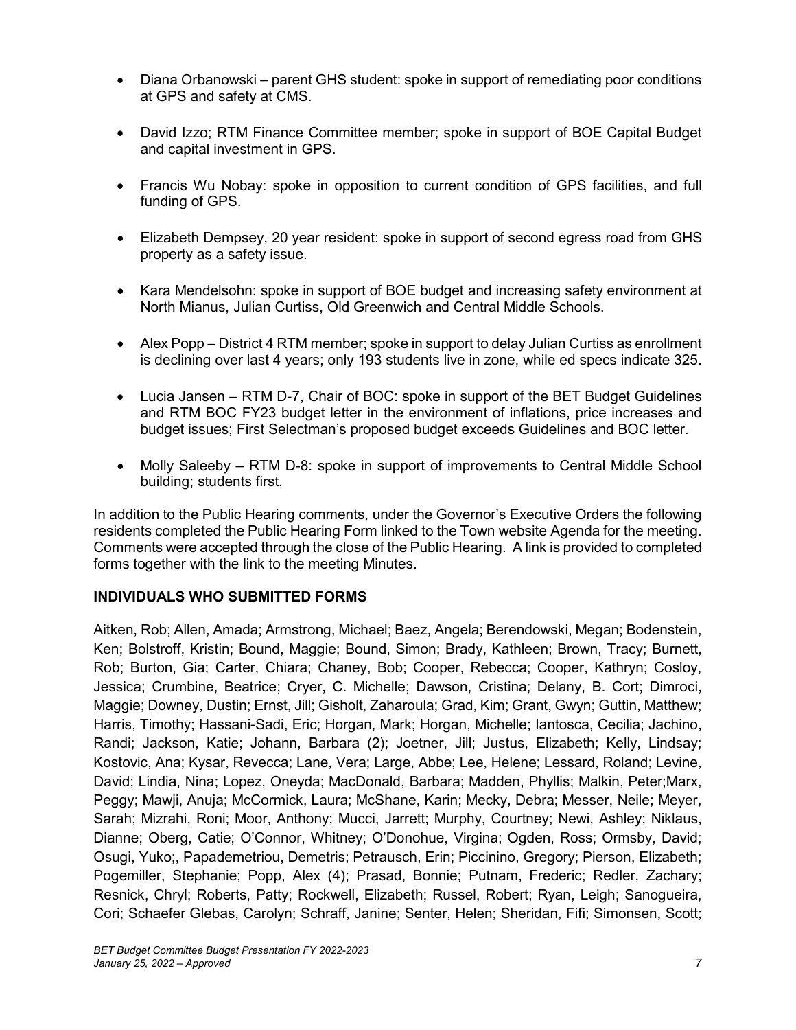- Diana Orbanowski – parent GHS student: spoke in support of remediating poor conditions at GPS and safety at CMS.

- David Izzo; RTM Finance Committee member; spoke in support of BOE Capital Budget and capital investment in GPS.

- Francis Wu Nobay: spoke in opposition to current condition of GPS facilities, and full funding of GPS.

- Elizabeth Dempsey, 20 year resident: spoke in support of second egress road from GHS property as a safety issue.

- Kara Mendelsohn: spoke in support of BOE budget and increasing safety environment at North Mianus, Julian Curtiss, Old Greenwich and Central Middle Schools.

- Alex Popp – District 4 RTM member; spoke in support to delay Julian Curtiss as enrollment is declining over last 4 years; only 193 students live in zone, while ed specs indicate 325.

- Lucia Jansen – RTM D-7, Chair of BOC: spoke in support of the BET Budget Guidelines and RTM BOC FY23 budget letter in the environment of inflations, price increases and budget issues; First Selectman's proposed budget exceeds Guidelines and BOC letter.

- Molly Saleeby – RTM D-8: spoke in support of improvements to Central Middle School building; students first.

In addition to the Public Hearing comments, under the Governor's Executive Orders the following residents completed the Public Hearing Form linked to the Town website Agenda for the meeting. Comments were accepted through the close of the Public Hearing. A link is provided to completed forms together with the link to the meeting Minutes.

## INDIVIDUALS WHO SUBMITTED FORMS

Aitken, Rob; Allen, Amada; Armstrong, Michael; Baez, Angela; Berendowski, Megan; Bodenstein, Ken; Bolstroff, Kristin; Bound, Maggie; Bound, Simon; Brady, Kathleen; Brown, Tracy; Burnett, Rob; Burton, Gia; Carter, Chiara; Chaney, Bob; Cooper, Rebecca; Cooper, Kathryn; Cosloy, Jessica; Crumbine, Beatrice; Cryer, C. Michelle; Dawson, Cristina; Delany, B. Cort; Dimroci, Maggie; Downey, Dustin; Ernst, Jill; Gisholt, Zaharoula; Grad, Kim; Grant, Gwyn; Guttin, Matthew; Harris, Timothy; Hassani-Sadi, Eric; Horgan, Mark; Horgan, Michelle; Iantosca, Cecilia; Jachino, Randi; Jackson, Katie; Johann, Barbara (2); Joetner, Jill; Justus, Elizabeth; Kelly, Lindsay; Kostovic, Ana; Kysar, Revecca; Lane, Vera; Large, Abbe; Lee, Helene; Lessard, Roland; Levine, David; Lindia, Nina; Lopez, Oneyda; MacDonald, Barbara; Madden, Phyllis; Malkin, Peter;Marx, Peggy; Mawji, Anuja; McCormick, Laura; McShane, Karin; Mecky, Debra; Messer, Neile; Meyer, Sarah; Mizrahi, Roni; Moor, Anthony; Mucci, Jarrett; Murphy, Courtney; Newi, Ashley; Niklaus, Dianne; Oberg, Catie; O'Connor, Whitney; O'Donohue, Virgina; Ogden, Ross; Ormsby, David; Osugi, Yuko;, Papademetriou, Demetris; Petrausch, Erin; Piccinino, Gregory; Pierson, Elizabeth; Pogemiller, Stephanie; Popp, Alex (4); Prasad, Bonnie; Putnam, Frederic; Redler, Zachary; Resnick, Chryl; Roberts, Patty; Rockwell, Elizabeth; Russel, Robert; Ryan, Leigh; Sanogueira, Cori; Schaefer Glebas, Carolyn; Schraff, Janine; Senter, Helen; Sheridan, Fifi; Simonsen, Scott;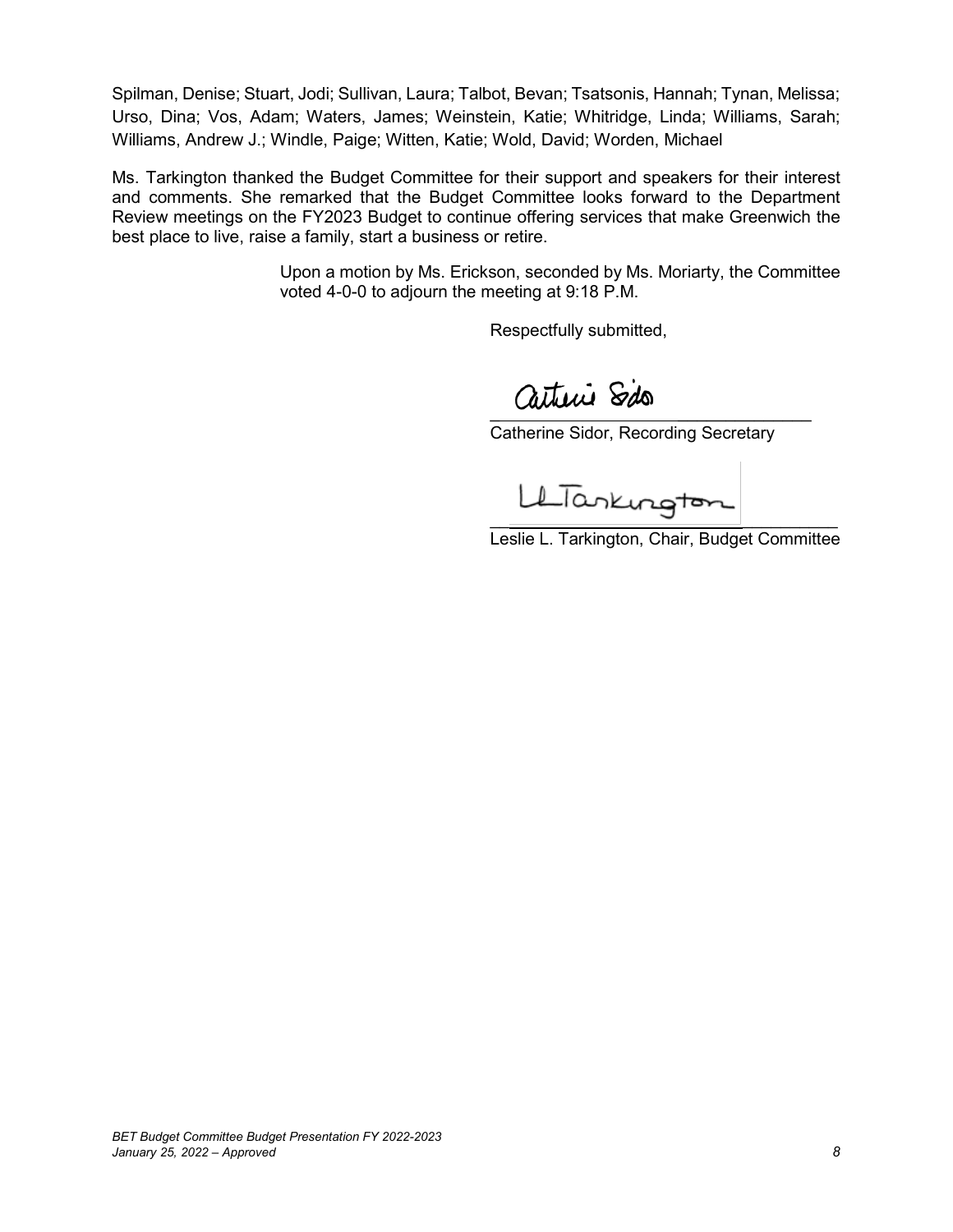Spilman, Denise; Stuart, Jodi; Sullivan, Laura; Talbot, Bevan; Tsatsonis, Hannah; Tynan, Melissa; Urso, Dina; Vos, Adam; Waters, James; Weinstein, Katie; Whitridge, Linda; Williams, Sarah; Williams, Andrew J.; Windle, Paige; Witten, Katie; Wold, David; Worden, Michael

Ms. Tarkington thanked the Budget Committee for their support and speakers for their interest and comments. She remarked that the Budget Committee looks forward to the Department Review meetings on the FY2023 Budget to continue offering services that make Greenwich the best place to live, raise a family, start a business or retire.

Upon a motion by Ms. Erickson, seconded by Ms. Moriarty, the Committee voted 4-0-0 to adjourn the meeting at 9:18 P.M.

Respectfully submitted,

Catherine Sidor, Recording Secretary

Leslie L. Tarkington, Chair, Budget Committee